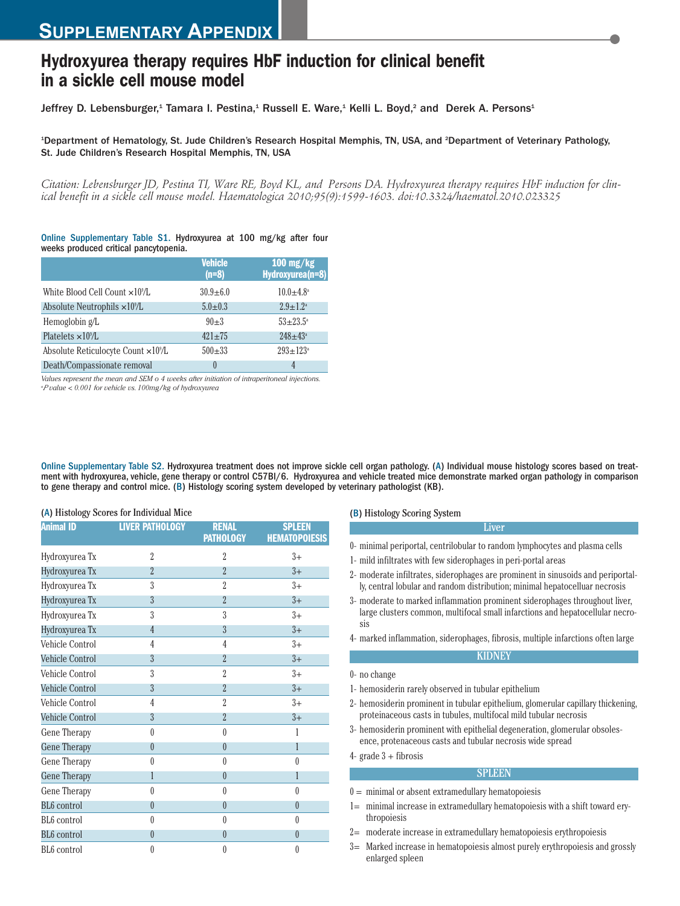# Supplementary Appendix

## Hydroxyurea therapy requires HbF induction for clinical benefit in a sickle cell mouse model

Jeffrey D. Lebensburger,[1] Tamara I. Pestina,[1] Russell E. Ware,[1] Kelli L. Boyd,[2] and Derek A. Persons[1]

[1]Department of Hematology, St. Jude Children's Research Hospital Memphis, TN, USA, and [2]Department of Veterinary Pathology, St. Jude Children's Research Hospital Memphis, TN, USA

*Citation: Lebensburger JD, Pestina TI, Ware RE, Boyd KL, and Persons DA. Hydroxyurea therapy requires HbF induction for clinical benefit in a sickle cell mouse model. Haematologica 2010;95(9):1599-1603. doi:10.3324/haematol.2010.023325*

**Online Supplementary Table S1.** Hydroxyurea at 100 mg/kg after four weeks produced critical pancytopenia.

| | Vehicle (n=8) | 100 mg/kg Hydroxyurea(n=8) |
|---|---|---|
| White Blood Cell Count $\times10^9$/L | 30.9±6.0 | 10.0±4.8[a] |
| Absolute Neutrophils $\times10^9$/L | 5.0±0.3 | 2.9±1.2[a] |
| Hemoglobin g/L | 90±3 | 53±23.5[a] |
| Platelets $\times10^9$/L | 421±75 | 248±43[a] |
| Absolute Reticulocyte Count $\times10^9$/L | 500±33 | 293±123[a] |
| Death/Compassionate removal | 0 | 4 |

*Values represent the mean and SEM o 4 weeks after initiation of intraperitoneal injections.*
*[a]P value < 0.001 for vehicle vs. 100mg/kg of hydroxyurea*

**Online Supplementary Table S2.** Hydroxyurea treatment does not improve sickle cell organ pathology. (A) Individual mouse histology scores based on treatment with hydroxyurea, vehicle, gene therapy or control C57Bl/6. Hydroxyurea and vehicle treated mice demonstrate marked organ pathology in comparison to gene therapy and control mice. (B) Histology scoring system developed by veterinary pathologist (KB).

(A) Histology Scores for Individual Mice

| Animal ID | LIVER PATHOLOGY | RENAL PATHOLOGY | SPLEEN HEMATOPOIESIS |
|---|---|---|---|
| Hydroxyurea Tx | 2 | 2 | 3+ |
| Hydroxyurea Tx | 2 | 2 | 3+ |
| Hydroxyurea Tx | 3 | 2 | 3+ |
| Hydroxyurea Tx | 3 | 2 | 3+ |
| Hydroxyurea Tx | 3 | 3 | 3+ |
| Hydroxyurea Tx | 4 | 3 | 3+ |
| Vehicle Control | 4 | 4 | 3+ |
| Vehicle Control | 3 | 2 | 3+ |
| Vehicle Control | 3 | 2 | 3+ |
| Vehicle Control | 3 | 2 | 3+ |
| Vehicle Control | 4 | 2 | 3+ |
| Vehicle Control | 3 | 2 | 3+ |
| Gene Therapy | 0 | 0 | 1 |
| Gene Therapy | 0 | 0 | 1 |
| Gene Therapy | 0 | 0 | 0 |
| Gene Therapy | 1 | 0 | 1 |
| Gene Therapy | 0 | 0 | 0 |
| BL6 control | 0 | 0 | 0 |
| BL6 control | 0 | 0 | 0 |
| BL6 control | 0 | 0 | 0 |
| BL6 control | 0 | 0 | 0 |

(B) Histology Scoring System

**Liver**

0- minimal periportal, centrilobular to random lymphocytes and plasma cells
1- mild infiltrates with few siderophages in peri-portal areas
2- moderate infiltrates, siderophages are prominent in sinusoids and periportally, central lobular and random distribution; minimal hepatocellular necrosis
3- moderate to marked inflammation prominent siderophages throughout liver, large clusters common, multifocal small infarctions and hepatocellular necrosis
4- marked inflammation, siderophages, fibrosis, multiple infarctions often large

**KIDNEY**

0- no change
1- hemosiderin rarely observed in tubular epithelium
2- hemosiderin prominent in tubular epithelium, glomerular capillary thickening, proteinaceous casts in tubules, multifocal mild tubular necrosis
3- hemosiderin prominent with epithelial degeneration, glomerular obsolesence, protenaceous casts and tubular necrosis wide spread
4- grade 3 + fibrosis

**SPLEEN**

0 = minimal or absent extramedullary hematopoiesis
1= minimal increase in extramedullary hematopoiesis with a shift toward erythropoiesis
2= moderate increase in extramedullary hematopoiesis erythropoiesis
3= Marked increase in hematopoiesis almost purely erythropoiesis and grossly enlarged spleen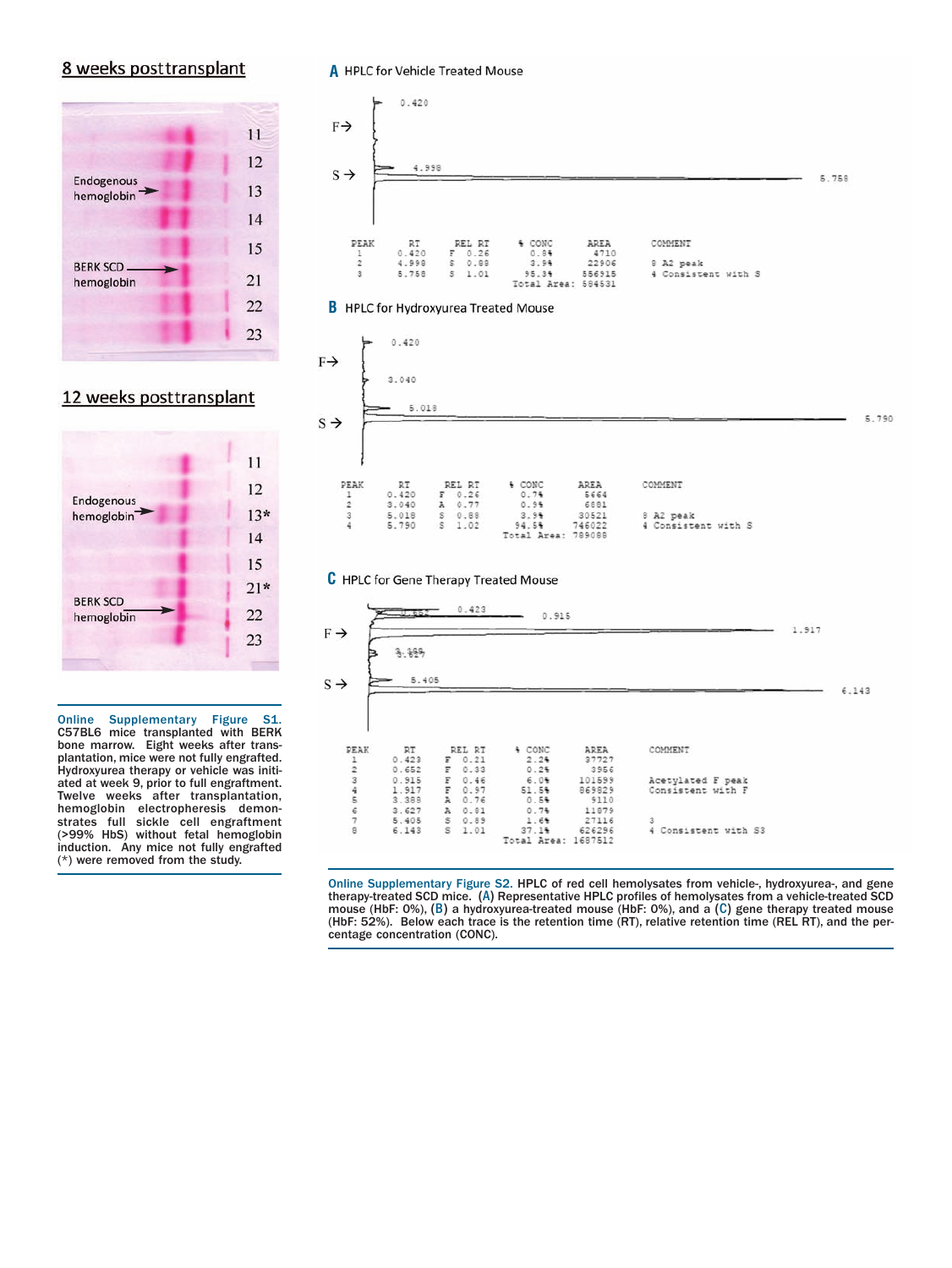## 8 weeks posttransplant

Endogenous hemoglobin

BERK SCD hemoglobin

11
12
13
14
15
21
22
23

## 12 weeks posttransplant

Endogenous hemoglobin

BERK SCD hemoglobin

11
12
13*
14
15
21*
22
23

**Online Supplementary Figure S1.** C57BL6 mice transplanted with BERK bone marrow. Eight weeks after transplantation, mice were not fully engrafted. Hydroxyurea therapy or vehicle was initiated at week 9, prior to full engraftment. Twelve weeks after transplantation, hemoglobin electrophoresis demonstrates full sickle cell engraftment (>99% HbS) without fetal hemoglobin induction. Any mice not fully engrafted (*) were removed from the study.

### A HPLC for Vehicle Treated Mouse

| PEAK | RT | REL RT | | % CONC | AREA | COMMENT |
|---|---|---|---|---|---|---|
| 1 | 0.420 | F | 0.26 | 0.8% | 4710 | |
| 2 | 4.998 | S | 0.88 | 3.9% | 22906 | 8 A2 peak |
| 3 | 5.758 | S | 1.01 | 95.3% | 556915 | 4 Consistent with S |
| | | | | Total Area: | 584531 | |

### B HPLC for Hydroxyurea Treated Mouse

| PEAK | RT | REL RT | | % CONC | AREA | COMMENT |
|---|---|---|---|---|---|---|
| 1 | 0.420 | F | 0.26 | 0.7% | 5664 | |
| 2 | 3.040 | A | 0.77 | 0.9% | 6881 | |
| 3 | 5.018 | S | 0.88 | 3.9% | 30521 | 8 A2 peak |
| 4 | 5.790 | S | 1.02 | 94.5% | 746022 | 4 Consistent with S |
| | | | | Total Area: | 789088 | |

### C HPLC for Gene Therapy Treated Mouse

| PEAK | RT | REL RT | | % CONC | AREA | COMMENT |
|---|---|---|---|---|---|---|
| 1 | 0.423 | F | 0.21 | 2.2% | 37727 | |
| 2 | 0.652 | F | 0.33 | 0.2% | 3956 | |
| 3 | 0.915 | F | 0.46 | 6.0% | 101599 | Acetylated F peak |
| 4 | 1.917 | F | 0.97 | 51.5% | 869829 | Consistent with F |
| 5 | 3.388 | A | 0.76 | 0.5% | 9110 | |
| 6 | 3.627 | A | 0.81 | 0.7% | 11879 | |
| 7 | 5.405 | S | 0.89 | 1.6% | 27116 | 3 |
| 8 | 6.143 | S | 1.01 | 37.1% | 626296 | 4 Consistent with S3 |
| | | | | Total Area: | 1687512 | |

**Online Supplementary Figure S2.** HPLC of red cell hemolysates from vehicle-, hydroxyurea-, and gene therapy-treated SCD mice. (A) Representative HPLC profiles of hemolysates from a vehicle-treated SCD mouse (HbF: 0%), (B) a hydroxyurea-treated mouse (HbF: 0%), and a (C) gene therapy treated mouse (HbF: 52%). Below each trace is the retention time (RT), relative retention time (REL RT), and the percentage concentration (CONC).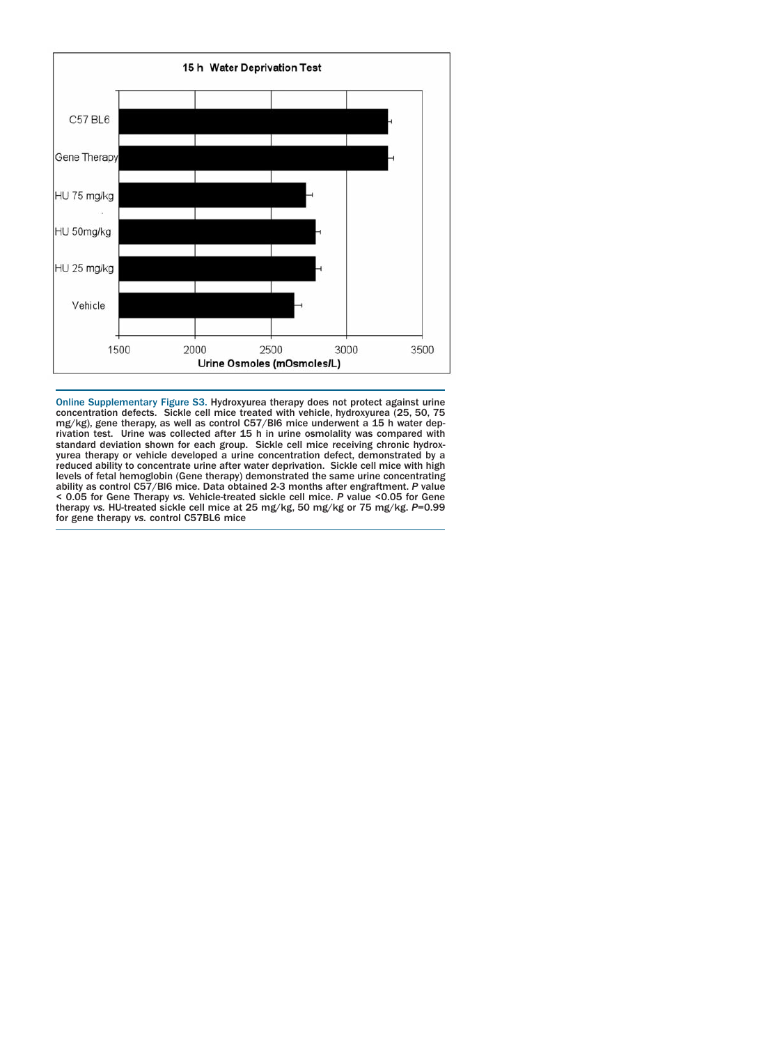15 h Water Deprivation Test

C57 BL6

Gene Therapy

HU 75 mg/kg

HU 50mg/kg

HU 25 mg/kg

Vehicle

1500 2000 2500 3000 3500

Urine Osmoles (mOsmoles/L)

Online Supplementary Figure S3. Hydroxyurea therapy does not protect against urine concentration defects. Sickle cell mice treated with vehicle, hydroxyurea (25, 50, 75 mg/kg), gene therapy, as well as control C57/Bl6 mice underwent a 15 h water deprivation test. Urine was collected after 15 h in urine osmolality was compared with standard deviation shown for each group. Sickle cell mice receiving chronic hydroxyurea therapy or vehicle developed a urine concentration defect, demonstrated by a reduced ability to concentrate urine after water deprivation. Sickle cell mice with high levels of fetal hemoglobin (Gene therapy) demonstrated the same urine concentrating ability as control C57/Bl6 mice. Data obtained 2-3 months after engraftment. *P* value $< 0.05$ for Gene Therapy *vs.* Vehicle-treated sickle cell mice. *P* value $<0.05$ for Gene therapy *vs.* HU-treated sickle cell mice at 25 mg/kg, 50 mg/kg or 75 mg/kg. $P=0.99$ for gene therapy *vs.* control C57BL6 mice